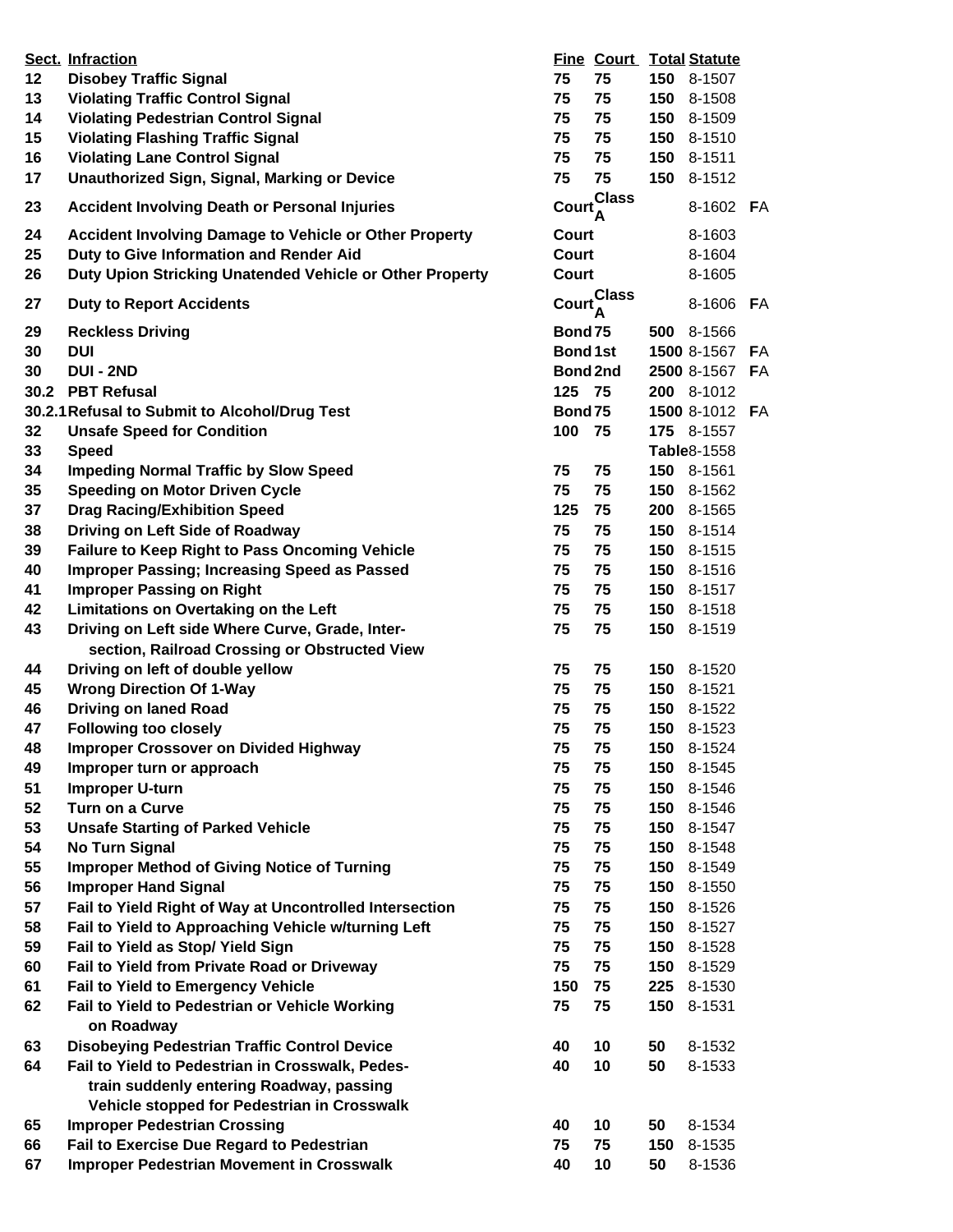| Sect. | Infraction | Fine | Court | Total | Statute | |
|---|---|---|---|---|---|---|
| 12 | Disobey Traffic Signal | 75 | 75 | 150 | 8-1507 | |
| 13 | Violating Traffic Control Signal | 75 | 75 | 150 | 8-1508 | |
| 14 | Violating Pedestrian Control Signal | 75 | 75 | 150 | 8-1509 | |
| 15 | Violating Flashing Traffic Signal | 75 | 75 | 150 | 8-1510 | |
| 16 | Violating Lane Control Signal | 75 | 75 | 150 | 8-1511 | |
| 17 | Unauthorized Sign, Signal, Marking or Device | 75 | 75 | 150 | 8-1512 | |
| 23 | Accident Involving Death or Personal Injuries | Court | Class A | | 8-1602 | FA |
| 24 | Accident Involving Damage to Vehicle or Other Property | Court | | | 8-1603 | |
| 25 | Duty to Give Information and Render Aid | Court | | | 8-1604 | |
| 26 | Duty Upion Sticking Unatended Vehicle or Other Property | Court | | | 8-1605 | |
| 27 | Duty to Report Accidents | Court | Class A | | 8-1606 | FA |
| 29 | Reckless Driving | Bond | 75 | 500 | 8-1566 | |
| 30 | DUI | Bond | 1st | 1500 | 8-1567 | FA |
| 30 | DUI - 2ND | Bond | 2nd | 2500 | 8-1567 | FA |
| 30.2 | PBT Refusal | 125 | 75 | 200 | 8-1012 | |
| 30.2.1 | Refusal to Submit to Alcohol/Drug Test | Bond | 75 | 1500 | 8-1012 | FA |
| 32 | Unsafe Speed for Condition | 100 | 75 | 175 | 8-1557 | |
| 33 | Speed | | | Table | 8-1558 | |
| 34 | Impeding Normal Traffic by Slow Speed | 75 | 75 | 150 | 8-1561 | |
| 35 | Speeding on Motor Driven Cycle | 75 | 75 | 150 | 8-1562 | |
| 37 | Drag Racing/Exhibition Speed | 125 | 75 | 200 | 8-1565 | |
| 38 | Driving on Left Side of Roadway | 75 | 75 | 150 | 8-1514 | |
| 39 | Failure to Keep Right to Pass Oncoming Vehicle | 75 | 75 | 150 | 8-1515 | |
| 40 | Improper Passing; Increasing Speed as Passed | 75 | 75 | 150 | 8-1516 | |
| 41 | Improper Passing on Right | 75 | 75 | 150 | 8-1517 | |
| 42 | Limitations on Overtaking on the Left | 75 | 75 | 150 | 8-1518 | |
| 43 | Driving on Left side Where Curve, Grade, Inter-section, Railroad Crossing or Obstructed View | 75 | 75 | 150 | 8-1519 | |
| 44 | Driving on left of double yellow | 75 | 75 | 150 | 8-1520 | |
| 45 | Wrong Direction Of 1-Way | 75 | 75 | 150 | 8-1521 | |
| 46 | Driving on laned Road | 75 | 75 | 150 | 8-1522 | |
| 47 | Following too closely | 75 | 75 | 150 | 8-1523 | |
| 48 | Improper Crossover on Divided Highway | 75 | 75 | 150 | 8-1524 | |
| 49 | Improper turn or approach | 75 | 75 | 150 | 8-1545 | |
| 51 | Improper U-turn | 75 | 75 | 150 | 8-1546 | |
| 52 | Turn on a Curve | 75 | 75 | 150 | 8-1546 | |
| 53 | Unsafe Starting of Parked Vehicle | 75 | 75 | 150 | 8-1547 | |
| 54 | No Turn Signal | 75 | 75 | 150 | 8-1548 | |
| 55 | Improper Method of Giving Notice of Turning | 75 | 75 | 150 | 8-1549 | |
| 56 | Improper Hand Signal | 75 | 75 | 150 | 8-1550 | |
| 57 | Fail to Yield Right of Way at Uncontrolled Intersection | 75 | 75 | 150 | 8-1526 | |
| 58 | Fail to Yield to Approaching Vehicle w/turning Left | 75 | 75 | 150 | 8-1527 | |
| 59 | Fail to Yield as Stop/ Yield Sign | 75 | 75 | 150 | 8-1528 | |
| 60 | Fail to Yield from Private Road or Driveway | 75 | 75 | 150 | 8-1529 | |
| 61 | Fail to Yield to Emergency Vehicle | 150 | 75 | 225 | 8-1530 | |
| 62 | Fail to Yield to Pedestrian or Vehicle Working on Roadway | 75 | 75 | 150 | 8-1531 | |
| 63 | Disobeying Pedestrian Traffic Control Device | 40 | 10 | 50 | 8-1532 | |
| 64 | Fail to Yield to Pedestrian in Crosswalk, Pedes-train suddenly entering Roadway, passing Vehicle stopped for Pedestrian in Crosswalk | 40 | 10 | 50 | 8-1533 | |
| 65 | Improper Pedestrian Crossing | 40 | 10 | 50 | 8-1534 | |
| 66 | Fail to Exercise Due Regard to Pedestrian | 75 | 75 | 150 | 8-1535 | |
| 67 | Improper Pedestrian Movement in Crosswalk | 40 | 10 | 50 | 8-1536 | |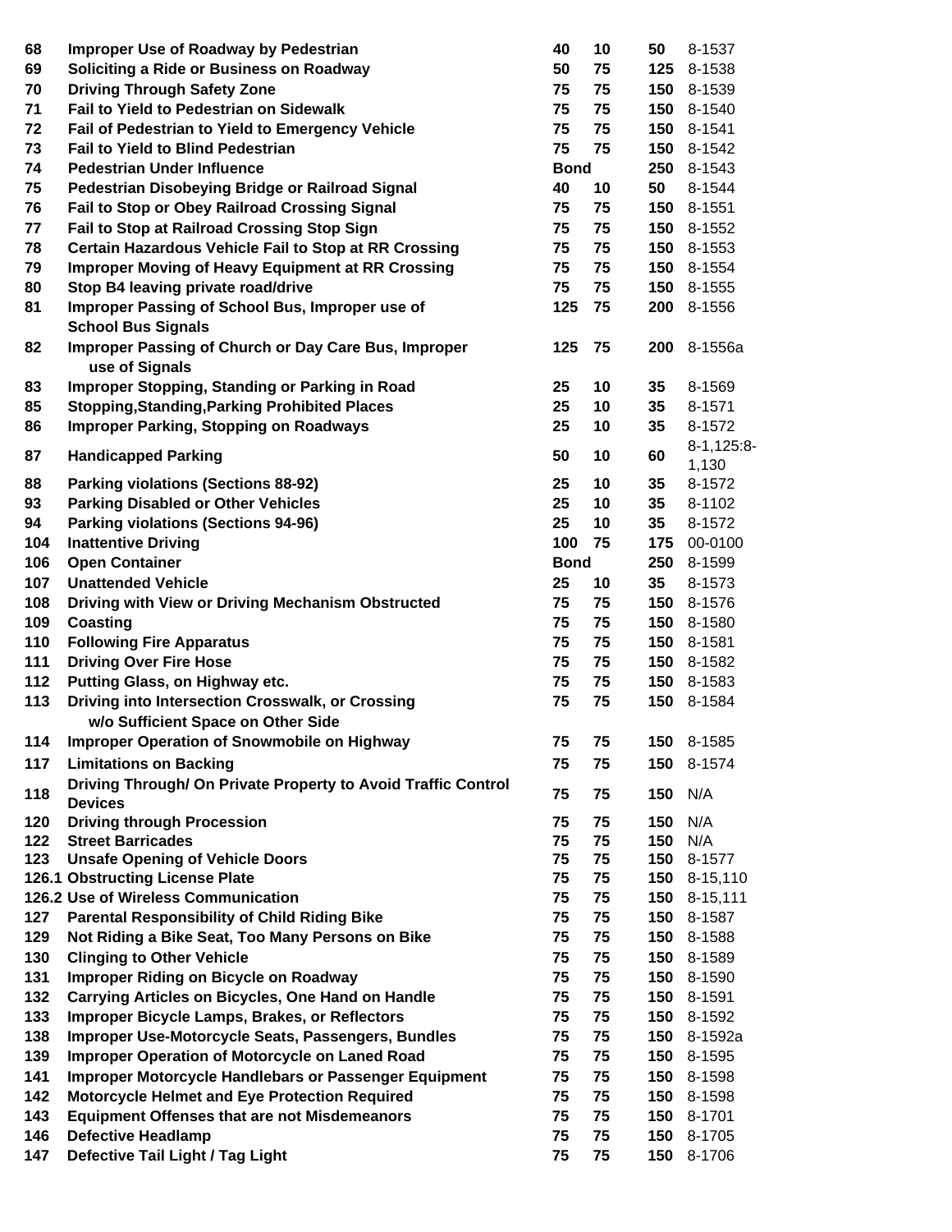| | | | | | |
|---|---|---|---|---|---|
| 68 | Improper Use of Roadway by Pedestrian | 40 | 10 | 50 | 8-1537 |
| 69 | Soliciting a Ride or Business on Roadway | 50 | 75 | 125 | 8-1538 |
| 70 | Driving Through Safety Zone | 75 | 75 | 150 | 8-1539 |
| 71 | Fail to Yield to Pedestrian on Sidewalk | 75 | 75 | 150 | 8-1540 |
| 72 | Fail of Pedestrian to Yield to Emergency Vehicle | 75 | 75 | 150 | 8-1541 |
| 73 | Fail to Yield to Blind Pedestrian | 75 | 75 | 150 | 8-1542 |
| 74 | Pedestrian Under Influence | Bond | | 250 | 8-1543 |
| 75 | Pedestrian Disobeying Bridge or Railroad Signal | 40 | 10 | 50 | 8-1544 |
| 76 | Fail to Stop or Obey Railroad Crossing Signal | 75 | 75 | 150 | 8-1551 |
| 77 | Fail to Stop at Railroad Crossing Stop Sign | 75 | 75 | 150 | 8-1552 |
| 78 | Certain Hazardous Vehicle Fail to Stop at RR Crossing | 75 | 75 | 150 | 8-1553 |
| 79 | Improper Moving of Heavy Equipment at RR Crossing | 75 | 75 | 150 | 8-1554 |
| 80 | Stop B4 leaving private road/drive | 75 | 75 | 150 | 8-1555 |
| 81 | Improper Passing of School Bus, Improper use of School Bus Signals | 125 | 75 | 200 | 8-1556 |
| 82 | Improper Passing of Church or Day Care Bus, Improper use of Signals | 125 | 75 | 200 | 8-1556a |
| 83 | Improper Stopping, Standing or Parking in Road | 25 | 10 | 35 | 8-1569 |
| 85 | Stopping,Standing,Parking Prohibited Places | 25 | 10 | 35 | 8-1571 |
| 86 | Improper Parking, Stopping on Roadways | 25 | 10 | 35 | 8-1572 |
| 87 | Handicapped Parking | 50 | 10 | 60 | 8-1,125:8-1,130 |
| 88 | Parking violations (Sections 88-92) | 25 | 10 | 35 | 8-1572 |
| 93 | Parking Disabled or Other Vehicles | 25 | 10 | 35 | 8-1102 |
| 94 | Parking violations (Sections 94-96) | 25 | 10 | 35 | 8-1572 |
| 104 | Inattentive Driving | 100 | 75 | 175 | 00-0100 |
| 106 | Open Container | Bond | | 250 | 8-1599 |
| 107 | Unattended Vehicle | 25 | 10 | 35 | 8-1573 |
| 108 | Driving with View or Driving Mechanism Obstructed | 75 | 75 | 150 | 8-1576 |
| 109 | Coasting | 75 | 75 | 150 | 8-1580 |
| 110 | Following Fire Apparatus | 75 | 75 | 150 | 8-1581 |
| 111 | Driving Over Fire Hose | 75 | 75 | 150 | 8-1582 |
| 112 | Putting Glass, on Highway etc. | 75 | 75 | 150 | 8-1583 |
| 113 | Driving into Intersection Crosswalk, or Crossing w/o Sufficient Space on Other Side | 75 | 75 | 150 | 8-1584 |
| 114 | Improper Operation of Snowmobile on Highway | 75 | 75 | 150 | 8-1585 |
| 117 | Limitations on Backing | 75 | 75 | 150 | 8-1574 |
| 118 | Driving Through/ On Private Property to Avoid Traffic Control Devices | 75 | 75 | 150 | N/A |
| 120 | Driving through Procession | 75 | 75 | 150 | N/A |
| 122 | Street Barricades | 75 | 75 | 150 | N/A |
| 123 | Unsafe Opening of Vehicle Doors | 75 | 75 | 150 | 8-1577 |
| 126.1 | Obstructing License Plate | 75 | 75 | 150 | 8-15,110 |
| 126.2 | Use of Wireless Communication | 75 | 75 | 150 | 8-15,111 |
| 127 | Parental Responsibility of Child Riding Bike | 75 | 75 | 150 | 8-1587 |
| 129 | Not Riding a Bike Seat, Too Many Persons on Bike | 75 | 75 | 150 | 8-1588 |
| 130 | Clinging to Other Vehicle | 75 | 75 | 150 | 8-1589 |
| 131 | Improper Riding on Bicycle on Roadway | 75 | 75 | 150 | 8-1590 |
| 132 | Carrying Articles on Bicycles, One Hand on Handle | 75 | 75 | 150 | 8-1591 |
| 133 | Improper Bicycle Lamps, Brakes, or Reflectors | 75 | 75 | 150 | 8-1592 |
| 138 | Improper Use-Motorcycle Seats, Passengers, Bundles | 75 | 75 | 150 | 8-1592a |
| 139 | Improper Operation of Motorcycle on Laned Road | 75 | 75 | 150 | 8-1595 |
| 141 | Improper Motorcycle Handlebars or Passenger Equipment | 75 | 75 | 150 | 8-1598 |
| 142 | Motorcycle Helmet and Eye Protection Required | 75 | 75 | 150 | 8-1598 |
| 143 | Equipment Offenses that are not Misdemeanors | 75 | 75 | 150 | 8-1701 |
| 146 | Defective Headlamp | 75 | 75 | 150 | 8-1705 |
| 147 | Defective Tail Light / Tag Light | 75 | 75 | 150 | 8-1706 |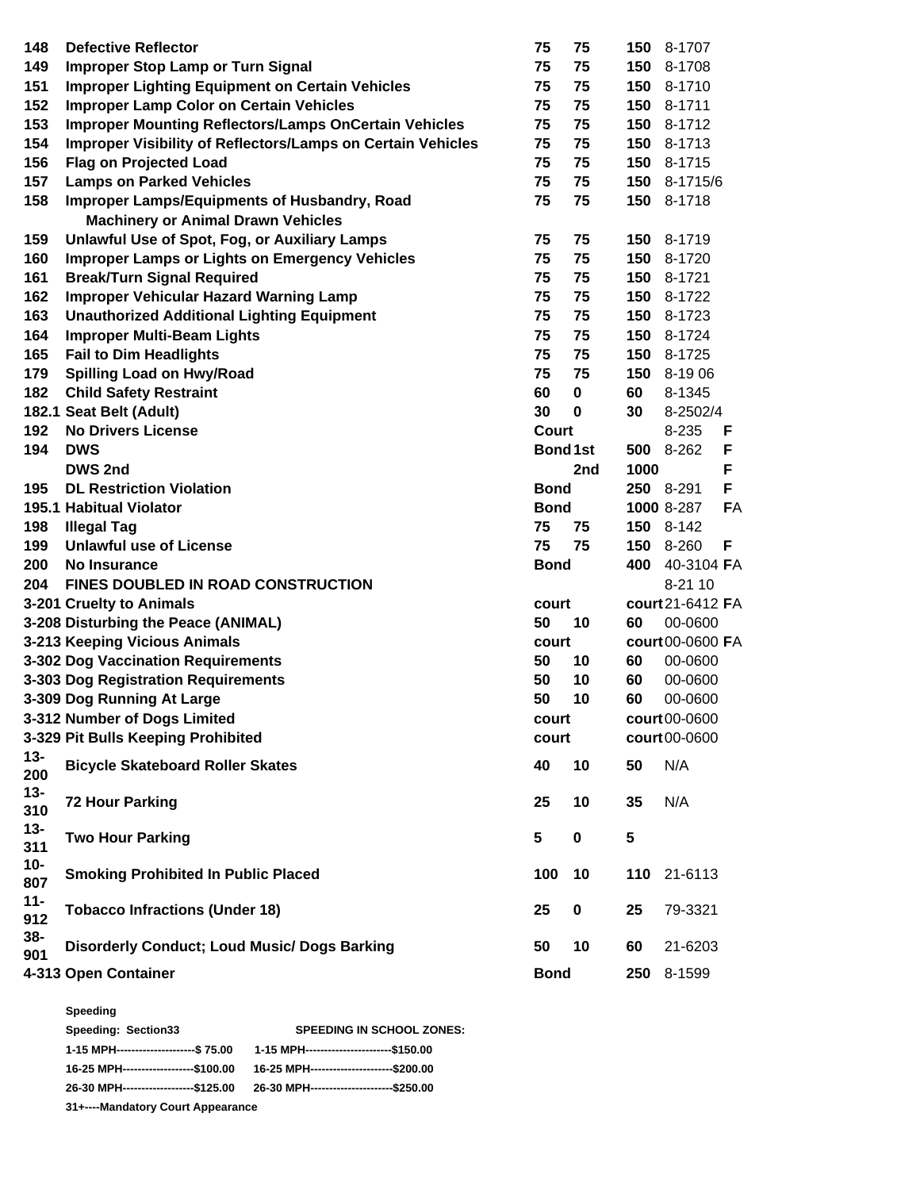| | | | | | | |
|---|---|---|---|---|---|---|
| 148 | Defective Reflector | 75 | 75 | 150 | 8-1707 | |
| 149 | Improper Stop Lamp or Turn Signal | 75 | 75 | 150 | 8-1708 | |
| 151 | Improper Lighting Equipment on Certain Vehicles | 75 | 75 | 150 | 8-1710 | |
| 152 | Improper Lamp Color on Certain Vehicles | 75 | 75 | 150 | 8-1711 | |
| 153 | Improper Mounting Reflectors/Lamps OnCertain Vehicles | 75 | 75 | 150 | 8-1712 | |
| 154 | Improper Visibility of Reflectors/Lamps on Certain Vehicles | 75 | 75 | 150 | 8-1713 | |
| 156 | Flag on Projected Load | 75 | 75 | 150 | 8-1715 | |
| 157 | Lamps on Parked Vehicles | 75 | 75 | 150 | 8-1715/6 | |
| 158 | Improper Lamps/Equipments of Husbandry, Road Machinery or Animal Drawn Vehicles | 75 | 75 | 150 | 8-1718 | |
| 159 | Unlawful Use of Spot, Fog, or Auxiliary Lamps | 75 | 75 | 150 | 8-1719 | |
| 160 | Improper Lamps or Lights on Emergency Vehicles | 75 | 75 | 150 | 8-1720 | |
| 161 | Break/Turn Signal Required | 75 | 75 | 150 | 8-1721 | |
| 162 | Improper Vehicular Hazard Warning Lamp | 75 | 75 | 150 | 8-1722 | |
| 163 | Unauthorized Additional Lighting Equipment | 75 | 75 | 150 | 8-1723 | |
| 164 | Improper Multi-Beam Lights | 75 | 75 | 150 | 8-1724 | |
| 165 | Fail to Dim Headlights | 75 | 75 | 150 | 8-1725 | |
| 179 | Spilling Load on Hwy/Road | 75 | 75 | 150 | 8-19 06 | |
| 182 | Child Safety Restraint | 60 | 0 | 60 | 8-1345 | |
| 182.1 | Seat Belt (Adult) | 30 | 0 | 30 | 8-2502/4 | |
| 192 | No Drivers License | Court | | | 8-235 | F |
| 194 | DWS | Bond | 1st | 500 | 8-262 | F |
| | DWS 2nd | | 2nd | 1000 | | F |
| 195 | DL Restriction Violation | Bond | | 250 | 8-291 | F |
| 195.1 | Habitual Violator | Bond | | 1000 | 8-287 | FA |
| 198 | Illegal Tag | 75 | 75 | 150 | 8-142 | |
| 199 | Unlawful use of License | 75 | 75 | 150 | 8-260 | F |
| 200 | No Insurance | Bond | | 400 | 40-3104 | FA |
| 204 | FINES DOUBLED IN ROAD CONSTRUCTION | | | | 8-21 10 | |
| 3-201 | Cruelty to Animals | court | | court | 21-6412 | FA |
| 3-208 | Disturbing the Peace (ANIMAL) | 50 | 10 | 60 | 00-0600 | |
| 3-213 | Keeping Vicious Animals | court | | court | 00-0600 | FA |
| 3-302 | Dog Vaccination Requirements | 50 | 10 | 60 | 00-0600 | |
| 3-303 | Dog Registration Requirements | 50 | 10 | 60 | 00-0600 | |
| 3-309 | Dog Running At Large | 50 | 10 | 60 | 00-0600 | |
| 3-312 | Number of Dogs Limited | court | | court | 00-0600 | |
| 3-329 | Pit Bulls Keeping Prohibited | court | | court | 00-0600 | |
| 13-200 | Bicycle Skateboard Roller Skates | 40 | 10 | 50 | N/A | |
| 13-310 | 72 Hour Parking | 25 | 10 | 35 | N/A | |
| 13-311 | Two Hour Parking | 5 | 0 | 5 | | |
| 10-807 | Smoking Prohibited In Public Placed | 100 | 10 | 110 | 21-6113 | |
| 11-912 | Tobacco Infractions (Under 18) | 25 | 0 | 25 | 79-3321 | |
| 38-901 | Disorderly Conduct; Loud Music/ Dogs Barking | 50 | 10 | 60 | 21-6203 | |
| 4-313 | Open Container | Bond | | 250 | 8-1599 | |

**Speeding**

| Speeding: Section33 | SPEEDING IN SCHOOL ZONES: |
|---|---|
| 1-15 MPH--------------------$ 75.00 | 1-15 MPH----------------------$150.00 |
| 16-25 MPH-------------------$100.00 | 16-25 MPH---------------------$200.00 |
| 26-30 MPH-------------------$125.00 | 26-30 MPH---------------------$250.00 |

**31+----Mandatory Court Appearance**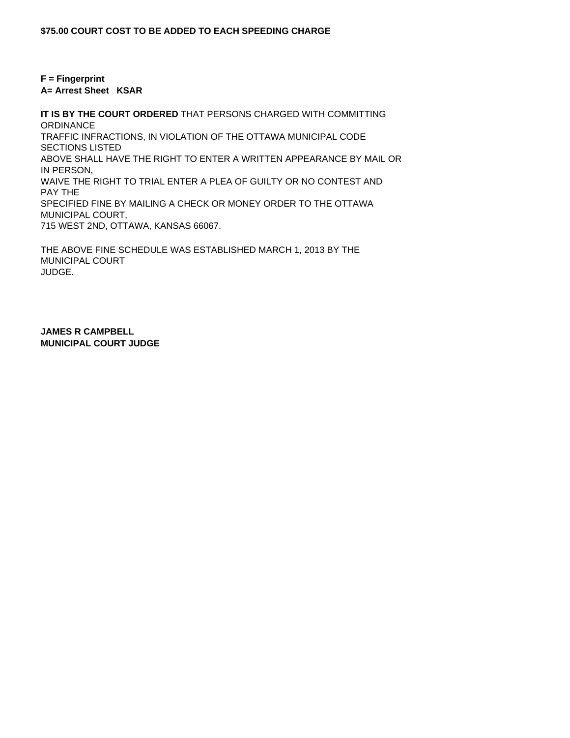**$75.00 COURT COST TO BE ADDED TO EACH SPEEDING CHARGE**

**F = Fingerprint**
**A= Arrest Sheet KSAR**

**IT IS BY THE COURT ORDERED** THAT PERSONS CHARGED WITH COMMITTING ORDINANCE TRAFFIC INFRACTIONS, IN VIOLATION OF THE OTTAWA MUNICIPAL CODE SECTIONS LISTED ABOVE SHALL HAVE THE RIGHT TO ENTER A WRITTEN APPEARANCE BY MAIL OR IN PERSON, WAIVE THE RIGHT TO TRIAL ENTER A PLEA OF GUILTY OR NO CONTEST AND PAY THE SPECIFIED FINE BY MAILING A CHECK OR MONEY ORDER TO THE OTTAWA MUNICIPAL COURT, 715 WEST 2ND, OTTAWA, KANSAS 66067.

THE ABOVE FINE SCHEDULE WAS ESTABLISHED MARCH 1, 2013 BY THE MUNICIPAL COURT JUDGE.

**JAMES R CAMPBELL**
**MUNICIPAL COURT JUDGE**